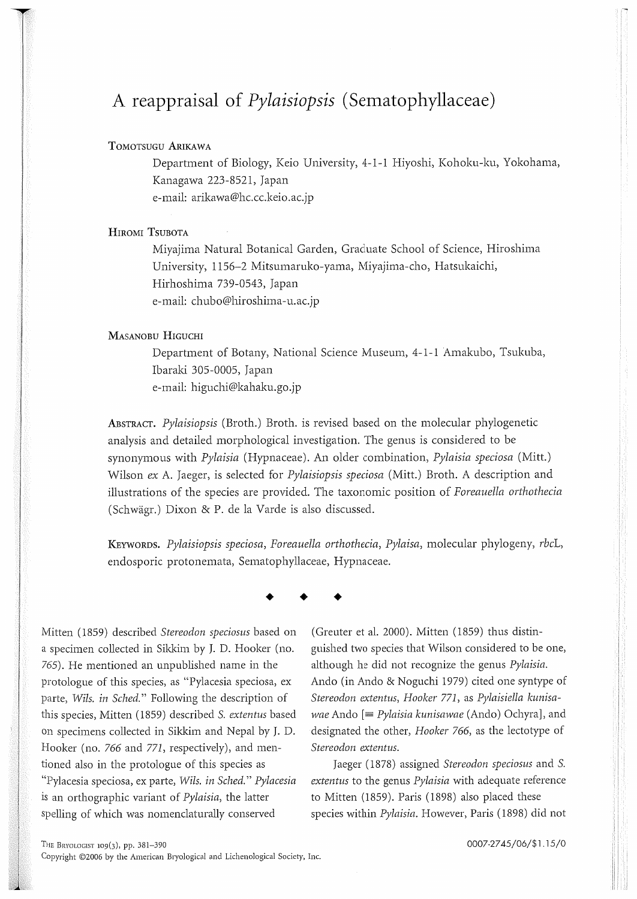# A reappraisal of *Pylaisiopsis* (Sematophyllaceae)

**Tomotsugu Arikawa**

Department of Biology, Keio University, 4-1-1 Hiyoshi, Kohoku-ku, Yokohama, Kanagawa 223-8521, Japan
e-mail: arikawa@hc.cc.keio.ac.jp

**Hiromi Tsubota**

Miyajima Natural Botanical Garden, Graduate School of Science, Hiroshima University, 1156–2 Mitsumaruko-yama, Miyajima-cho, Hatsukaichi, Hirhoshima 739-0543, Japan
e-mail: chubo@hiroshima-u.ac.jp

**Masanobu Higuchi**

Department of Botany, National Science Museum, 4-1-1 Amakubo, Tsukuba, Ibaraki 305-0005, Japan
e-mail: higuchi@kahaku.go.jp

**Abstract.** *Pylaisiopsis* (Broth.) Broth. is revised based on the molecular phylogenetic analysis and detailed morphological investigation. The genus is considered to be synonymous with *Pylaisia* (Hypnaceae). An older combination, *Pylaisia speciosa* (Mitt.) Wilson *ex* A. Jaeger, is selected for *Pylaisiopsis speciosa* (Mitt.) Broth. A description and illustrations of the species are provided. The taxonomic position of *Foreauella orthothecia* (Schwägr.) Dixon & P. de la Varde is also discussed.

**Keywords.** *Pylaisiopsis speciosa*, *Foreauella orthothecia*, *Pylaisa*, molecular phylogeny, *rbc*L, endosporic protonemata, Sematophyllaceae, Hypnaceae.

◆ ◆ ◆

Mitten (1859) described *Stereodon speciosus* based on a specimen collected in Sikkim by J. D. Hooker (no. *765*). He mentioned an unpublished name in the protologue of this species, as "Pylacesia speciosa, ex parte, *Wils. in Sched.*" Following the description of this species, Mitten (1859) described *S. extentus* based on specimens collected in Sikkim and Nepal by J. D. Hooker (no. *766* and *771*, respectively), and mentioned also in the protologue of this species as "Pylacesia speciosa, ex parte, *Wils. in Sched.*" *Pylacesia* is an orthographic variant of *Pylaisia*, the latter spelling of which was nomenclaturally conserved (Greuter et al. 2000). Mitten (1859) thus distinguished two species that Wilson considered to be one, although he did not recognize the genus *Pylaisia*. Ando (in Ando & Noguchi 1979) cited one syntype of *Stereodon extentus*, *Hooker 771*, as *Pylaisiella kunisawae* Ando [≡ *Pylaisia kunisawae* (Ando) Ochyra], and designated the other, *Hooker 766*, as the lectotype of *Stereodon extentus*.

Jaeger (1878) assigned *Stereodon speciosus* and *S. extentus* to the genus *Pylaisia* with adequate reference to Mitten (1859). Paris (1898) also placed these species within *Pylaisia*. However, Paris (1898) did not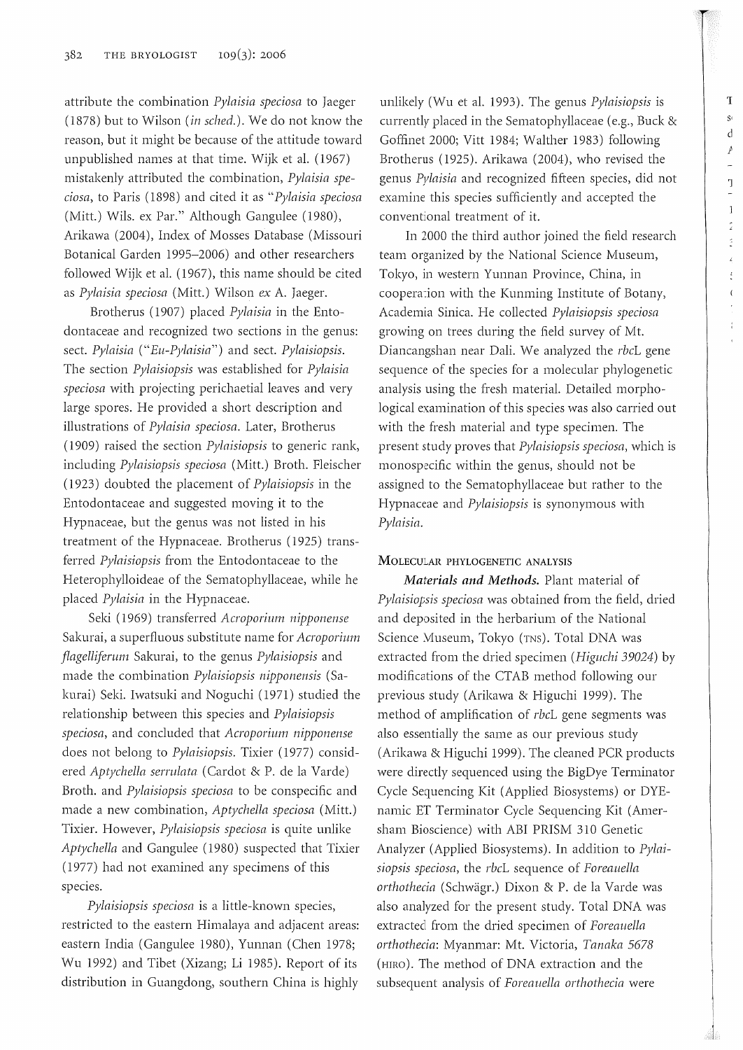attribute the combination *Pylaisia speciosa* to Jaeger (1878) but to Wilson (*in sched.*). We do not know the reason, but it might be because of the attitude toward unpublished names at that time. Wijk et al. (1967) mistakenly attributed the combination, *Pylaisia speciosa*, to Paris (1898) and cited it as "*Pylaisia speciosa* (Mitt.) Wils. ex Par." Although Gangulee (1980), Arikawa (2004), Index of Mosses Database (Missouri Botanical Garden 1995–2006) and other researchers followed Wijk et al. (1967), this name should be cited as *Pylaisia speciosa* (Mitt.) Wilson *ex* A. Jaeger.

Brotherus (1907) placed *Pylaisia* in the Entodontaceae and recognized two sections in the genus: sect. *Pylaisia* ("*Eu-Pylaisia*") and sect. *Pylaisiopsis*. The section *Pylaisiopsis* was established for *Pylaisia speciosa* with projecting perichaetial leaves and very large spores. He provided a short description and illustrations of *Pylaisia speciosa*. Later, Brotherus (1909) raised the section *Pylaisiopsis* to generic rank, including *Pylaisiopsis speciosa* (Mitt.) Broth. Fleischer (1923) doubted the placement of *Pylaisiopsis* in the Entodontaceae and suggested moving it to the Hypnaceae, but the genus was not listed in his treatment of the Hypnaceae. Brotherus (1925) transferred *Pylaisiopsis* from the Entodontaceae to the Heterophylloideae of the Sematophyllaceae, while he placed *Pylaisia* in the Hypnaceae.

Seki (1969) transferred *Acroporium nipponense* Sakurai, a superfluous substitute name for *Acroporium flagelliferum* Sakurai, to the genus *Pylaisiopsis* and made the combination *Pylaisiopsis nipponensis* (Sakurai) Seki. Iwatsuki and Noguchi (1971) studied the relationship between this species and *Pylaisiopsis speciosa*, and concluded that *Acroporium nipponense* does not belong to *Pylaisiopsis*. Tixier (1977) considered *Aptychella serrulata* (Cardot & P. de la Varde) Broth. and *Pylaisiopsis speciosa* to be conspecific and made a new combination, *Aptychella speciosa* (Mitt.) Tixier. However, *Pylaisiopsis speciosa* is quite unlike *Aptychella* and Gangulee (1980) suspected that Tixier (1977) had not examined any specimens of this species.

*Pylaisiopsis speciosa* is a little-known species, restricted to the eastern Himalaya and adjacent areas: eastern India (Gangulee 1980), Yunnan (Chen 1978; Wu 1992) and Tibet (Xizang; Li 1985). Report of its distribution in Guangdong, southern China is highly unlikely (Wu et al. 1993). The genus *Pylaisiopsis* is currently placed in the Sematophyllaceae (e.g., Buck & Goffinet 2000; Vitt 1984; Walther 1983) following Brotherus (1925). Arikawa (2004), who revised the genus *Pylaisia* and recognized fifteen species, did not examine this species sufficiently and accepted the conventional treatment of it.

In 2000 the third author joined the field research team organized by the National Science Museum, Tokyo, in western Yunnan Province, China, in cooperation with the Kunming Institute of Botany, Academia Sinica. He collected *Pylaisiopsis speciosa* growing on trees during the field survey of Mt. Diancangshan near Dali. We analyzed the *rbc*L gene sequence of the species for a molecular phylogenetic analysis using the fresh material. Detailed morphological examination of this species was also carried out with the fresh material and type specimen. The present study proves that *Pylaisiopsis speciosa*, which is monospecific within the genus, should not be assigned to the Sematophyllaceae but rather to the Hypnaceae and *Pylaisiopsis* is synonymous with *Pylaisia*.

## Molecular phylogenetic analysis

***Materials and Methods.*** Plant material of *Pylaisiopsis speciosa* was obtained from the field, dried and deposited in the herbarium of the National Science Museum, Tokyo (TNS). Total DNA was extracted from the dried specimen (*Higuchi 39024*) by modifications of the CTAB method following our previous study (Arikawa & Higuchi 1999). The method of amplification of *rbc*L gene segments was also essentially the same as our previous study (Arikawa & Higuchi 1999). The cleaned PCR products were directly sequenced using the BigDye Terminator Cycle Sequencing Kit (Applied Biosystems) or DYEnamic ET Terminator Cycle Sequencing Kit (Amersham Bioscience) with ABI PRISM 310 Genetic Analyzer (Applied Biosystems). In addition to *Pylaisiopsis speciosa*, the *rbc*L sequence of *Foreauella orthothecia* (Schwägr.) Dixon & P. de la Varde was also analyzed for the present study. Total DNA was extracted from the dried specimen of *Foreauella orthothecia*: Myanmar: Mt. Victoria, *Tanaka 5678* (HIRO). The method of DNA extraction and the subsequent analysis of *Foreauella orthothecia* were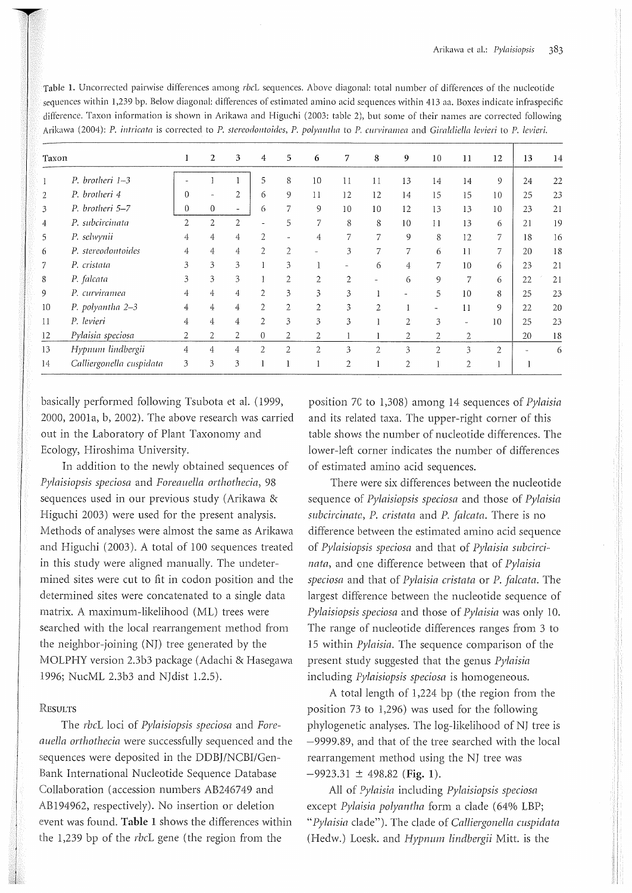**Table 1.** Uncorrected pairwise differences among *rbc*L sequences. Above diagonal: total number of differences of the nucleotide sequences within 1,239 bp. Below diagonal: differences of estimated amino acid sequences within 413 aa. Boxes indicate infraspecific difference. Taxon information is shown in Arikawa and Higuchi (2003: table 2), but some of their names are corrected following Arikawa (2004): *P. intricata* is corrected to *P. stereodontoides*, *P. polyantha* to *P. curviramea* and *Giraldiella levieri* to *P. levieri*.

| Taxon | | 1 | 2 | 3 | 4 | 5 | 6 | 7 | 8 | 9 | 10 | 11 | 12 | 13 | 14 |
|---|---|---|---|---|---|---|---|---|---|---|---|---|---|---|---|
| 1 | *P. brotheri* 1–3 | - | 1 | 1 | 5 | 8 | 10 | 11 | 11 | 13 | 14 | 14 | 9 | 24 | 22 |
| 2 | *P. brotheri* 4 | 0 | - | 2 | 6 | 9 | 11 | 12 | 12 | 14 | 15 | 15 | 10 | 25 | 23 |
| 3 | *P. brotheri* 5–7 | 0 | 0 | - | 6 | 7 | 9 | 10 | 10 | 12 | 13 | 13 | 10 | 23 | 21 |
| 4 | *P. subcircinata* | 2 | 2 | 2 | - | 5 | 7 | 8 | 8 | 10 | 11 | 13 | 6 | 21 | 19 |
| 5 | *P. selwynii* | 4 | 4 | 4 | 2 | - | 4 | 7 | 7 | 9 | 8 | 12 | 7 | 18 | 16 |
| 6 | *P. stereodontoides* | 4 | 4 | 4 | 2 | 2 | - | 3 | 7 | 7 | 6 | 11 | 7 | 20 | 18 |
| 7 | *P. cristata* | 3 | 3 | 3 | 1 | 3 | 1 | - | 6 | 4 | 7 | 10 | 6 | 23 | 21 |
| 8 | *P. falcata* | 3 | 3 | 3 | 1 | 2 | 2 | 2 | - | 6 | 9 | 7 | 6 | 22 | 21 |
| 9 | *P. curviramea* | 4 | 4 | 4 | 2 | 3 | 3 | 3 | 1 | - | 5 | 10 | 8 | 25 | 23 |
| 10 | *P. polyantha* 2–3 | 4 | 4 | 4 | 2 | 2 | 2 | 3 | 2 | 1 | - | 11 | 9 | 22 | 20 |
| 11 | *P. levieri* | 4 | 4 | 4 | 2 | 3 | 3 | 3 | 1 | 2 | 3 | - | 10 | 25 | 23 |
| 12 | *Pylaisia speciosa* | 2 | 2 | 2 | 0 | 2 | 2 | 1 | 1 | 2 | 2 | 2 | | 20 | 18 |
| 13 | *Hypnum lindbergii* | 4 | 4 | 4 | 2 | 2 | 2 | 3 | 2 | 3 | 2 | 3 | 2 | - | 6 |
| 14 | *Calliergonella cuspidata* | 3 | 3 | 3 | 1 | 1 | 1 | 2 | 1 | 2 | 1 | 2 | 1 | 1 | |

basically performed following Tsubota et al. (1999, 2000, 2001a, b, 2002). The above research was carried out in the Laboratory of Plant Taxonomy and Ecology, Hiroshima University.

In addition to the newly obtained sequences of *Pylaisiopsis speciosa* and *Foreauella orthothecia*, 98 sequences used in our previous study (Arikawa & Higuchi 2003) were used for the present analysis. Methods of analyses were almost the same as Arikawa and Higuchi (2003). A total of 100 sequences treated in this study were aligned manually. The undetermined sites were cut to fit in codon position and the determined sites were concatenated to a single data matrix. A maximum-likelihood (ML) trees were searched with the local rearrangement method from the neighbor-joining (NJ) tree generated by the MOLPHY version 2.3b3 package (Adachi & Hasegawa 1996; NucML 2.3b3 and NJdist 1.2.5).

## Results

The *rbc*L loci of *Pylaisiopsis speciosa* and *Foreauella orthothecia* were successfully sequenced and the sequences were deposited in the DDBJ/NCBI/GenBank International Nucleotide Sequence Database Collaboration (accession numbers AB246749 and AB194962, respectively). No insertion or deletion event was found. **Table 1** shows the differences within the 1,239 bp of the *rbc*L gene (the region from the position 70 to 1,308) among 14 sequences of *Pylaisia* and its related taxa. The upper-right corner of this table shows the number of nucleotide differences. The lower-left corner indicates the number of differences of estimated amino acid sequences.

There were six differences between the nucleotide sequence of *Pylaisiopsis speciosa* and those of *Pylaisia subcircinata*, *P. cristata* and *P. falcata*. There is no difference between the estimated amino acid sequence of *Pylaisiopsis speciosa* and that of *Pylaisia subcircinata*, and one difference between that of *Pylaisia speciosa* and that of *Pylaisia cristata* or *P. falcata*. The largest difference between the nucleotide sequence of *Pylaisiopsis speciosa* and those of *Pylaisia* was only 10. The range of nucleotide differences ranges from 3 to 15 within *Pylaisia*. The sequence comparison of the present study suggested that the genus *Pylaisia* including *Pylaisiopsis speciosa* is homogeneous.

A total length of 1,224 bp (the region from the position 73 to 1,296) was used for the following phylogenetic analyses. The log-likelihood of NJ tree is −9999.89, and that of the tree searched with the local rearrangement method using the NJ tree was −9923.31 ± 498.82 (**Fig. 1**).

All of *Pylaisia* including *Pylaisiopsis speciosa* except *Pylaisia polyantha* form a clade (64% LBP; "*Pylaisia* clade"). The clade of *Calliergonella cuspidata* (Hedw.) Loesk. and *Hypnum lindbergii* Mitt. is the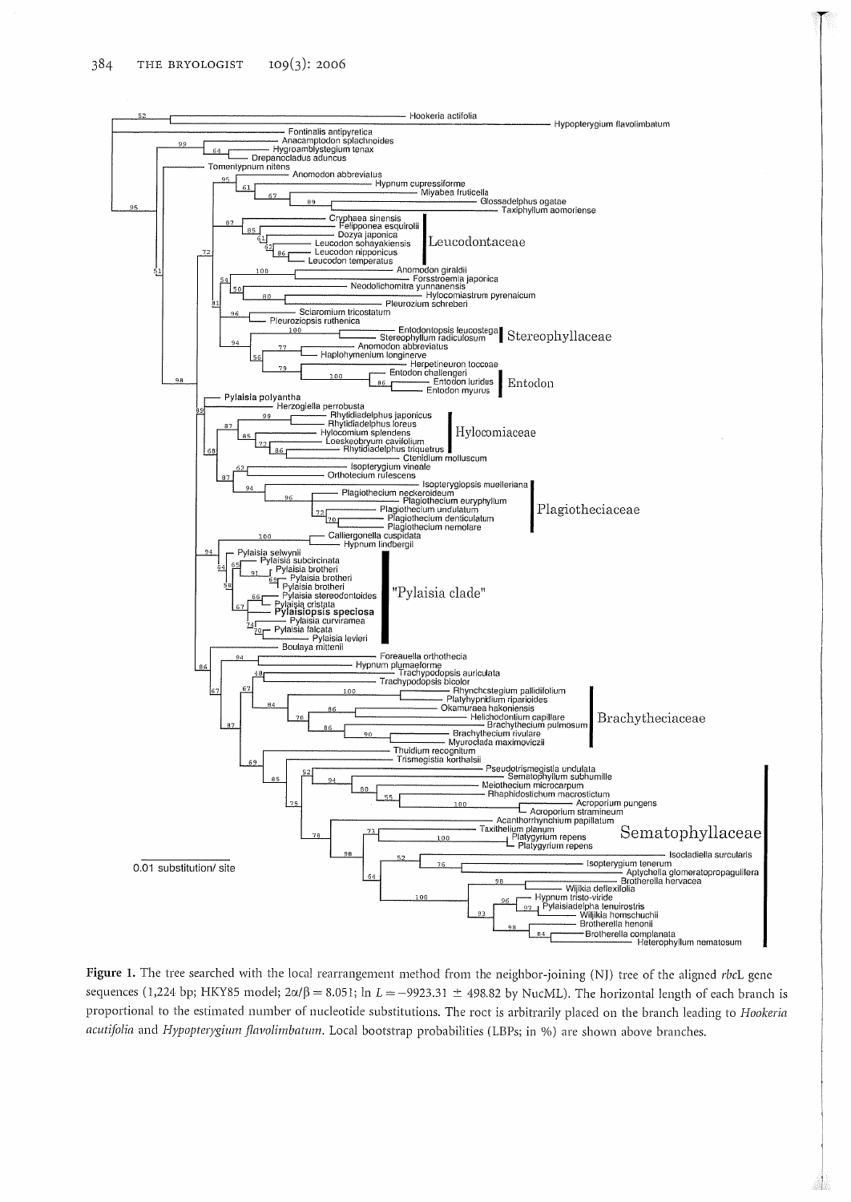**Figure 1.** The tree searched with the local rearrangement method from the neighbor-joining (NJ) tree of the aligned *rbc*L gene sequences (1,224 bp; HKY85 model; $2\alpha/\beta = 8.051$; $\ln L = -9923.31 \pm 498.82$ by NucML). The horizontal length of each branch is proportional to the estimated number of nucleotide substitutions. The root is arbitrarily placed on the branch leading to *Hookeria acutifolia* and *Hypopterygium flavolimbatum*. Local bootstrap probabilities (LBPs; in %) are shown above branches.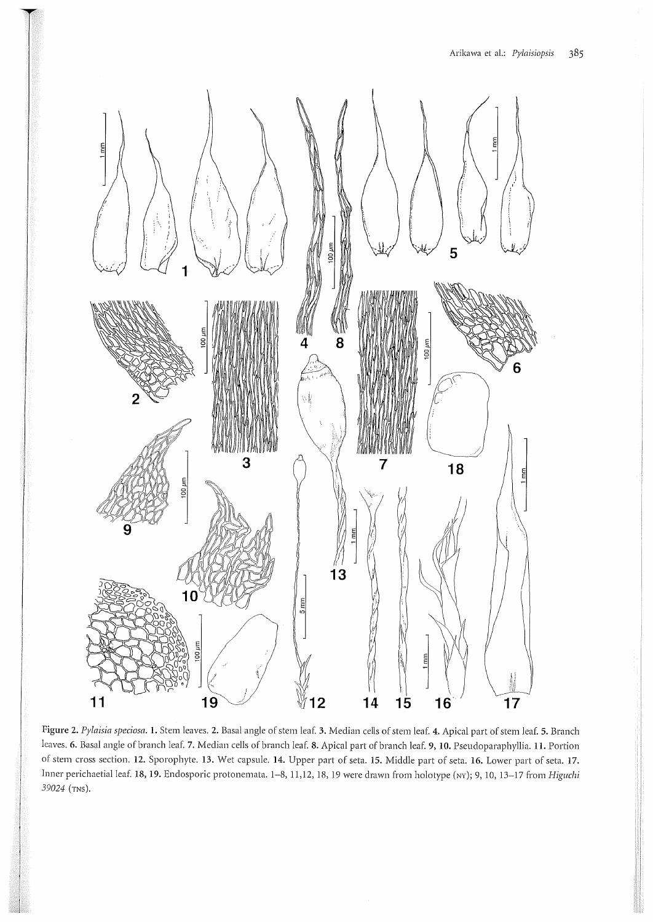**Figure 2.** *Pylaisia speciosa*. **1.** Stem leaves. **2.** Basal angle of stem leaf. **3.** Median cells of stem leaf. **4.** Apical part of stem leaf. **5.** Branch leaves. **6.** Basal angle of branch leaf. **7.** Median cells of branch leaf. **8.** Apical part of branch leaf. **9, 10.** Pseudoparaphyllia. **11.** Portion of stem cross section. **12.** Sporophyte. **13.** Wet capsule. **14.** Upper part of seta. **15.** Middle part of seta. **16.** Lower part of seta. **17.** Inner perichaetial leaf. **18, 19.** Endosporic protonemata. 1–8, 11,12, 18, 19 were drawn from holotype (NY); 9, 10, 13–17 from *Higuchi 39024* (TNS).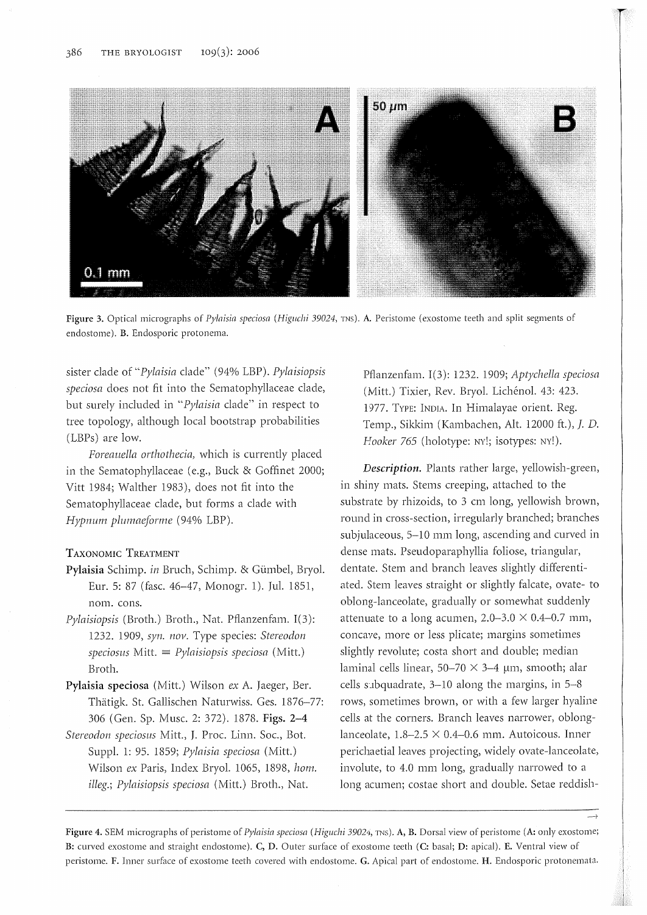Figure 3. Optical micrographs of *Pylaisia speciosa* (*Higuchi 39024*, TNS). A. Peristome (exostome teeth and split segments of endostome). B. Endosporic protonema.

sister clade of "*Pylaisia* clade" (94% LBP). *Pylaisiopsis speciosa* does not fit into the Sematophyllaceae clade, but surely included in "*Pylaisia* clade" in respect to tree topology, although local bootstrap probabilities (LBPs) are low.

*Foreauella orthothecia*, which is currently placed in the Sematophyllaceae (e.g., Buck & Goffinet 2000; Vitt 1984; Walther 1983), does not fit into the Sematophyllaceae clade, but forms a clade with *Hypnum plumaeforme* (94% LBP).

## Taxonomic Treatment

**Pylaisia** Schimp. *in* Bruch, Schimp. & Gümbel, Bryol. Eur. 5: 87 (fasc. 46–47, Monogr. 1). Jul. 1851, nom. cons.

*Pylaisiopsis* (Broth.) Broth., Nat. Pflanzenfam. I(3): 1232. 1909, *syn. nov.* Type species: *Stereodon speciosus* Mitt. ≡ *Pylaisiopsis speciosa* (Mitt.) Broth.

**Pylaisia speciosa** (Mitt.) Wilson *ex* A. Jaeger, Ber. Thätigk. St. Gallischen Naturwiss. Ges. 1876–77: 306 (Gen. Sp. Musc. 2: 372). 1878. **Figs. 2–4**

*Stereodon speciosus* Mitt., J. Proc. Linn. Soc., Bot. Suppl. 1: 95. 1859; *Pylaisia speciosa* (Mitt.) Wilson *ex* Paris, Index Bryol. 1065, 1898, *hom. illeg.*; *Pylaisiopsis speciosa* (Mitt.) Broth., Nat. Pflanzenfam. I(3): 1232. 1909; *Aptychella speciosa* (Mitt.) Tixier, Rev. Bryol. Lichénol. 43: 423. 1977. Type: India. In Himalayae orient. Reg. Temp., Sikkim (Kambachen, Alt. 12000 ft.), *J. D. Hooker 765* (holotype: NY!; isotypes: NY!).

***Description.*** Plants rather large, yellowish-green, in shiny mats. Stems creeping, attached to the substrate by rhizoids, to 3 cm long, yellowish brown, round in cross-section, irregularly branched; branches subjulaceous, 5–10 mm long, ascending and curved in dense mats. Pseudoparaphyllia foliose, triangular, dentate. Stem and branch leaves slightly differentiated. Stem leaves straight or slightly falcate, ovate- to oblong-lanceolate, gradually or somewhat suddenly attenuate to a long acumen, 2.0–3.0 × 0.4–0.7 mm, concave, more or less plicate; margins sometimes slightly revolute; costa short and double; median laminal cells linear, 50–70 × 3–4 μm, smooth; alar cells subquadrate, 3–10 along the margins, in 5–8 rows, sometimes brown, or with a few larger hyaline cells at the corners. Branch leaves narrower, oblong-lanceolate, 1.8–2.5 × 0.4–0.6 mm. Autoicous. Inner perichaetial leaves projecting, widely ovate-lanceolate, involute, to 4.0 mm long, gradually narrowed to a long acumen; costae short and double. Setae reddish-

Figure 4. SEM micrographs of peristome of *Pylaisia speciosa* (*Higuchi 39024*, TNS). A, B. Dorsal view of peristome (A: only exostome; B: curved exostome and straight endostome). C, D. Outer surface of exostome teeth (C: basal; D: apical). E. Ventral view of peristome. F. Inner surface of exostome teeth covered with endostome. G. Apical part of endostome. H. Endosporic protonemata.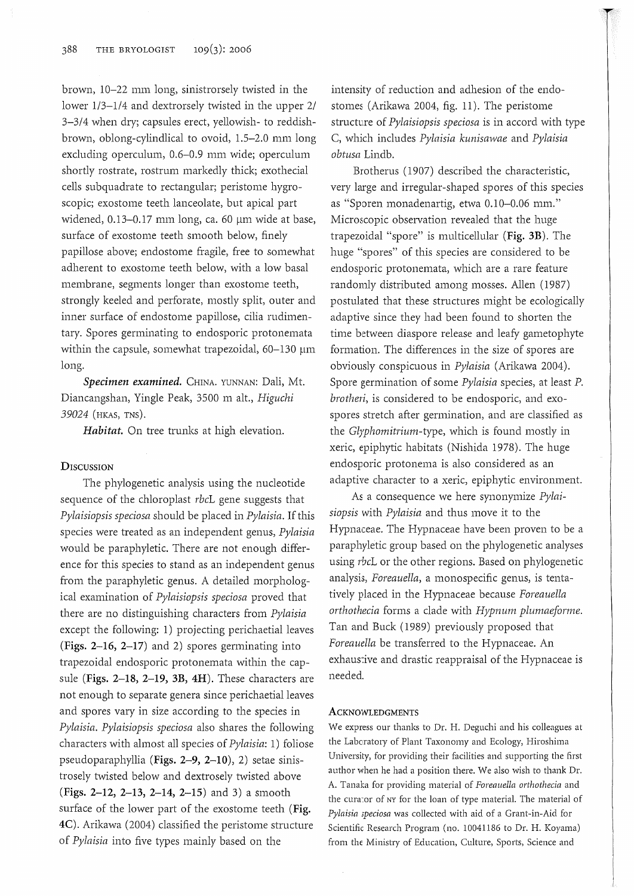brown, 10–22 mm long, sinistrorsely twisted in the lower 1/3–1/4 and dextrorsely twisted in the upper 2/3–3/4 when dry; capsules erect, yellowish- to reddish-brown, oblong-cylindlical to ovoid, 1.5–2.0 mm long excluding operculum, 0.6–0.9 mm wide; operculum shortly rostrate, rostrum markedly thick; exothecial cells subquadrate to rectangular; peristome hygroscopic; exostome teeth lanceolate, but apical part widened, 0.13–0.17 mm long, ca. 60 μm wide at base, surface of exostome teeth smooth below, finely papillose above; endostome fragile, free to somewhat adherent to exostome teeth below, with a low basal membrane, segments longer than exostome teeth, strongly keeled and perforate, mostly split, outer and inner surface of endostome papillose, cilia rudimentary. Spores germinating to endosporic protonemata within the capsule, somewhat trapezoidal, 60–130 μm long.

***Specimen examined.*** CHINA. YUNNAN: Dali, Mt. Diancangshan, Yingle Peak, 3500 m alt., *Higuchi 39024* (HKAS, TNS).

***Habitat.*** On tree trunks at high elevation.

## DISCUSSION

The phylogenetic analysis using the nucleotide sequence of the chloroplast *rbc*L gene suggests that *Pylaisiopsis speciosa* should be placed in *Pylaisia*. If this species were treated as an independent genus, *Pylaisia* would be paraphyletic. There are not enough difference for this species to stand as an independent genus from the paraphyletic genus. A detailed morphological examination of *Pylaisiopsis speciosa* proved that there are no distinguishing characters from *Pylaisia* except the following: 1) projecting perichaetial leaves (**Figs. 2–16, 2–17**) and 2) spores germinating into trapezoidal endosporic protonemata within the capsule (**Figs. 2–18, 2–19, 3B, 4H**). These characters are not enough to separate genera since perichaetial leaves and spores vary in size according to the species in *Pylaisia*. *Pylaisiopsis speciosa* also shares the following characters with almost all species of *Pylaisia*: 1) foliose pseudoparaphyllia (**Figs. 2–9, 2–10**), 2) setae sinistrosely twisted below and dextrosely twisted above (**Figs. 2–12, 2–13, 2–14, 2–15**) and 3) a smooth surface of the lower part of the exostome teeth (**Fig. 4C**). Arikawa (2004) classified the peristome structure of *Pylaisia* into five types mainly based on the intensity of reduction and adhesion of the endostomes (Arikawa 2004, fig. 11). The peristome structure of *Pylaisiopsis speciosa* is in accord with type C, which includes *Pylaisia kunisawae* and *Pylaisia obtusa* Lindb.

Brotherus (1907) described the characteristic, very large and irregular-shaped spores of this species as "Sporen monadenartig, etwa 0.10–0.06 mm." Microscopic observation revealed that the huge trapezoidal "spore" is multicellular (**Fig. 3B**). The huge "spores" of this species are considered to be endosporic protonemata, which are a rare feature randomly distributed among mosses. Allen (1987) postulated that these structures might be ecologically adaptive since they had been found to shorten the time between diaspore release and leafy gametophyte formation. The differences in the size of spores are obviously conspicuous in *Pylaisia* (Arikawa 2004). Spore germination of some *Pylaisia* species, at least *P. brotheri*, is considered to be endosporic, and exospores stretch after germination, and are classified as the *Glyphomitrium*-type, which is found mostly in xeric, epiphytic habitats (Nishida 1978). The huge endosporic protonema is also considered as an adaptive character to a xeric, epiphytic environment.

As a consequence we here synonymize *Pylaisiopsis* with *Pylaisia* and thus move it to the Hypnaceae. The Hypnaceae have been proven to be a paraphyletic group based on the phylogenetic analyses using *rbc*L or the other regions. Based on phylogenetic analysis, *Foreauella*, a monospecific genus, is tentatively placed in the Hypnaceae because *Foreauella orthothecia* forms a clade with *Hypnum plumaeforme*. Tan and Buck (1989) previously proposed that *Foreauella* be transferred to the Hypnaceae. An exhaustive and drastic reappraisal of the Hypnaceae is needed.

## ACKNOWLEDGMENTS

We express our thanks to Dr. H. Deguchi and his colleagues at the Laboratory of Plant Taxonomy and Ecology, Hiroshima University, for providing their facilities and supporting the first author when he had a position there. We also wish to thank Dr. A. Tanaka for providing material of *Foreauella orthothecia* and the curator of NY for the loan of type material. The material of *Pylaisia speciosa* was collected with aid of a Grant-in-Aid for Scientific Research Program (no. 10041186 to Dr. H. Koyama) from the Ministry of Education, Culture, Sports, Science and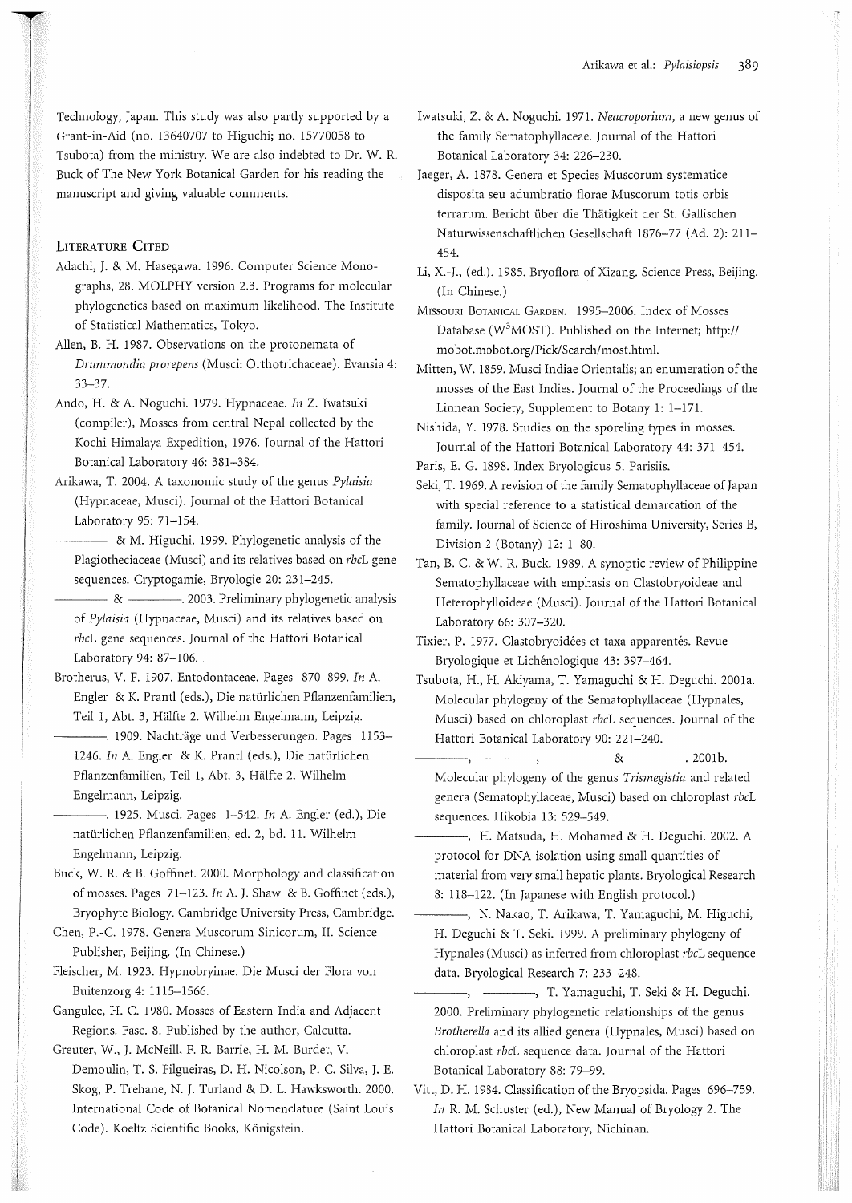Technology, Japan. This study was also partly supported by a Grant-in-Aid (no. 13640707 to Higuchi; no. 15770058 to Tsubota) from the ministry. We are also indebted to Dr. W. R. Buck of The New York Botanical Garden for his reading the manuscript and giving valuable comments.

## Literature Cited

Adachi, J. & M. Hasegawa. 1996. Computer Science Monographs, 28. MOLPHY version 2.3. Programs for molecular phylogenetics based on maximum likelihood. The Institute of Statistical Mathematics, Tokyo.

Allen, B. H. 1987. Observations on the protonemata of *Drummondia prorepens* (Musci: Orthotrichaceae). Evansia 4: 33–37.

Ando, H. & A. Noguchi. 1979. Hypnaceae. *In* Z. Iwatsuki (compiler), Mosses from central Nepal collected by the Kochi Himalaya Expedition, 1976. Journal of the Hattori Botanical Laboratory 46: 381–384.

Arikawa, T. 2004. A taxonomic study of the genus *Pylaisia* (Hypnaceae, Musci). Journal of the Hattori Botanical Laboratory 95: 71–154.

——— & M. Higuchi. 1999. Phylogenetic analysis of the Plagiotheciaceae (Musci) and its relatives based on *rbc*L gene sequences. Cryptogamie, Bryologie 20: 231–245.

——— & ———. 2003. Preliminary phylogenetic analysis of *Pylaisia* (Hypnaceae, Musci) and its relatives based on *rbc*L gene sequences. Journal of the Hattori Botanical Laboratory 94: 87–106.

Brotherus, V. F. 1907. Entodontaceae. Pages 870–899. *In* A. Engler & K. Prantl (eds.), Die natürlichen Pflanzenfamilien, Teil 1, Abt. 3, Hälfte 2. Wilhelm Engelmann, Leipzig.

———. 1909. Nachträge und Verbesserungen. Pages 1153–1246. *In* A. Engler & K. Prantl (eds.), Die natürlichen Pflanzenfamilien, Teil 1, Abt. 3, Hälfte 2. Wilhelm Engelmann, Leipzig.

———. 1925. Musci. Pages 1–542. *In* A. Engler (ed.), Die natürlichen Pflanzenfamilien, ed. 2, bd. 11. Wilhelm Engelmann, Leipzig.

Buck, W. R. & B. Goffinet. 2000. Morphology and classification of mosses. Pages 71–123. *In* A. J. Shaw & B. Goffinet (eds.), Bryophyte Biology. Cambridge University Press, Cambridge.

Chen, P.-C. 1978. Genera Muscorum Sinicorum, II. Science Publisher, Beijing. (In Chinese.)

Fleischer, M. 1923. Hypnobryinae. Die Musci der Flora von Buitenzorg 4: 1115–1566.

Gangulee, H. C. 1980. Mosses of Eastern India and Adjacent Regions. Fasc. 8. Published by the author, Calcutta.

Greuter, W., J. McNeill, F. R. Barrie, H. M. Burdet, V. Demoulin, T. S. Filgueiras, D. H. Nicolson, P. C. Silva, J. E. Skog, P. Trehane, N. J. Turland & D. L. Hawksworth. 2000. International Code of Botanical Nomenclature (Saint Louis Code). Koeltz Scientific Books, Königstein.

Iwatsuki, Z. & A. Noguchi. 1971. *Neacroporium*, a new genus of the family Sematophyllaceae. Journal of the Hattori Botanical Laboratory 34: 226–230.

Jaeger, A. 1878. Genera et Species Muscorum systematice disposita seu adumbratio florae Muscorum totis orbis terrarum. Bericht über die Thätigkeit der St. Gallischen Naturwissenschaftlichen Gesellschaft 1876–77 (Ad. 2): 211–454.

Li, X.-J., (ed.). 1985. Bryoflora of Xizang. Science Press, Beijing. (In Chinese.)

Missouri Botanical Garden. 1995–2006. Index of Mosses Database ($W^3$MOST). Published on the Internet; http://mobot.mobot.org/Pick/Search/most.html.

Mitten, W. 1859. Musci Indiae Orientalis; an enumeration of the mosses of the East Indies. Journal of the Proceedings of the Linnean Society, Supplement to Botany 1: 1–171.

Nishida, Y. 1978. Studies on the sporeling types in mosses. Journal of the Hattori Botanical Laboratory 44: 371–454.

Paris, E. G. 1898. Index Bryologicus 5. Parisiis.

Seki, T. 1969. A revision of the family Sematophyllaceae of Japan with special reference to a statistical demarcation of the family. Journal of Science of Hiroshima University, Series B, Division 2 (Botany) 12: 1–80.

Tan, B. C. & W. R. Buck. 1989. A synoptic review of Philippine Sematophyllaceae with emphasis on Clastobryoideae and Heterophylloideae (Musci). Journal of the Hattori Botanical Laboratory 66: 307–320.

Tixier, P. 1977. Clastobryoidées et taxa apparentés. Revue Bryologique et Lichénologique 43: 397–464.

Tsubota, H., H. Akiyama, T. Yamaguchi & H. Deguchi. 2001a. Molecular phylogeny of the Sematophyllaceae (Hypnales, Musci) based on chloroplast *rbc*L sequences. Journal of the Hattori Botanical Laboratory 90: 221–240.

———, ———, ——— & ———. 2001b. Molecular phylogeny of the genus *Trismegistia* and related genera (Sematophyllaceae, Musci) based on chloroplast *rbc*L sequences. Hikobia 13: 529–549.

———, E. Matsuda, H. Mohamed & H. Deguchi. 2002. A protocol for DNA isolation using small quantities of material from very small hepatic plants. Bryological Research 8: 118–122. (In Japanese with English protocol.)

———, N. Nakao, T. Arikawa, T. Yamaguchi, M. Higuchi, H. Deguchi & T. Seki. 1999. A preliminary phylogeny of Hypnales (Musci) as inferred from chloroplast *rbc*L sequence data. Bryological Research 7: 233–248.

———, ———, T. Yamaguchi, T. Seki & H. Deguchi. 2000. Preliminary phylogenetic relationships of the genus *Brotherella* and its allied genera (Hypnales, Musci) based on chloroplast *rbc*L sequence data. Journal of the Hattori Botanical Laboratory 88: 79–99.

Vitt, D. H. 1984. Classification of the Bryopsida. Pages 696–759. *In* R. M. Schuster (ed.), New Manual of Bryology 2. The Hattori Botanical Laboratory, Nichinan.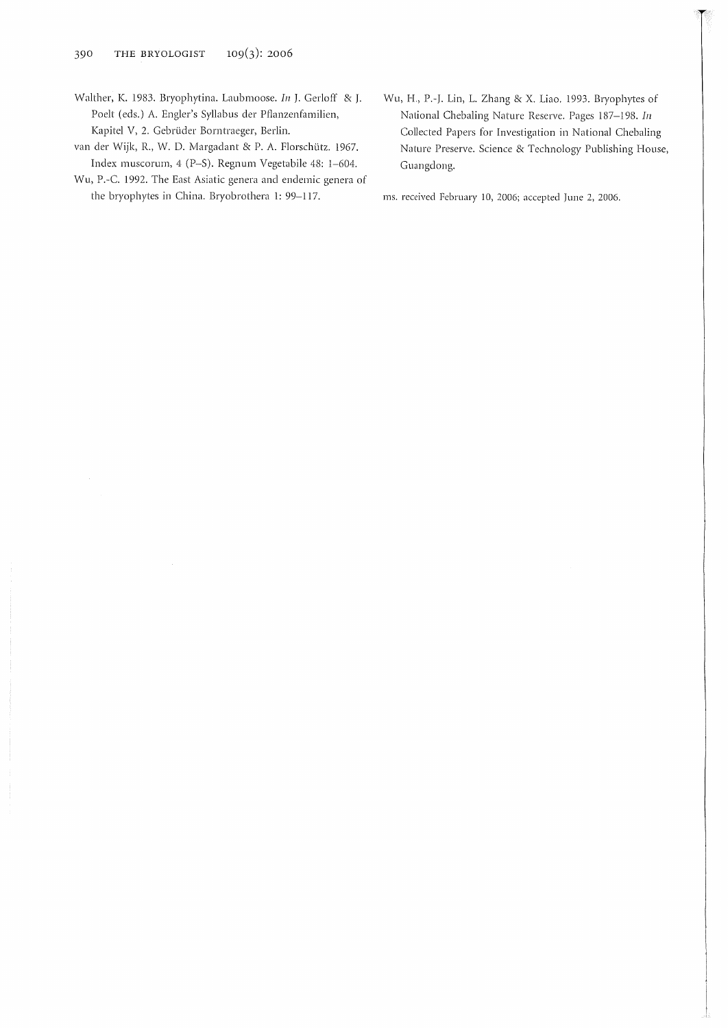Walther, K. 1983. Bryophytina. Laubmoose. *In* J. Gerloff & J. Poelt (eds.) A. Engler's Syllabus der Pflanzenfamilien, Kapitel V, 2. Gebrüder Borntraeger, Berlin.

van der Wijk, R., W. D. Margadant & P. A. Florschütz. 1967. Index muscorum, 4 (P–S). Regnum Vegetabile 48: 1–604.

Wu, P.-C. 1992. The East Asiatic genera and endemic genera of the bryophytes in China. Bryobrothera 1: 99–117.

Wu, H., P.-J. Lin, L. Zhang & X. Liao. 1993. Bryophytes of National Chebaling Nature Reserve. Pages 187–198. *In* Collected Papers for Investigation in National Chebaling Nature Preserve. Science & Technology Publishing House, Guangdong.

ms. received February 10, 2006; accepted June 2, 2006.